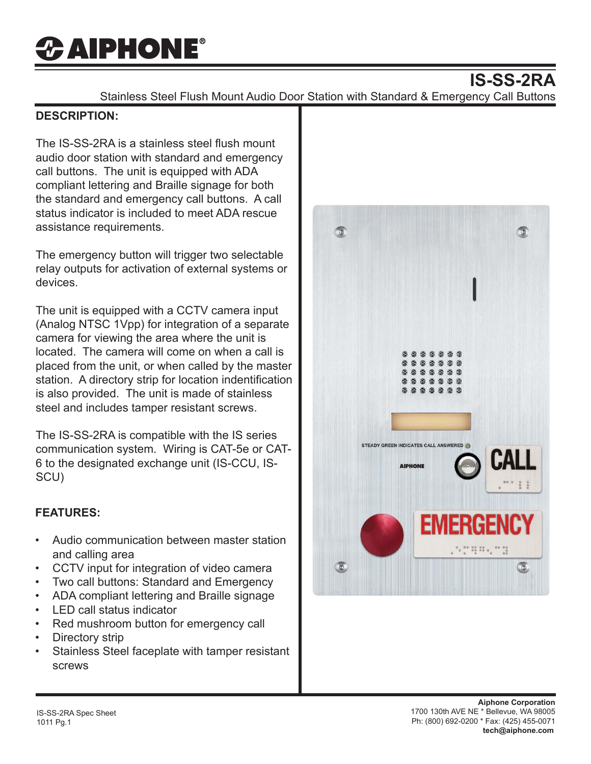# AIPHONE®

## IS-SS-2RA

Stainless Steel Flush Mount Audio Door Station with Standard & Emergency Call Buttons

### DESCRIPTION:

The IS-SS-2RA is a stainless steel flush mount audio door station with standard and emergency call buttons. The unit is equipped with ADA compliant lettering and Braille signage for both the standard and emergency call buttons. A call status indicator is included to meet ADA rescue assistance requirements.

The emergency button will trigger two selectable relay outputs for activation of external systems or devices.

The unit is equipped with a CCTV camera input (Analog NTSC 1Vpp) for integration of a separate camera for viewing the area where the unit is located. The camera will come on when a call is placed from the unit, or when called by the master station. A directory strip for location indentification is also provided. The unit is made of stainless steel and includes tamper resistant screws.

The IS-SS-2RA is compatible with the IS series communication system. Wiring is CAT-5e or CAT-6 to the designated exchange unit (IS-CCU, IS-SCU)

### FEATURES:

- Audio communication between master station and calling area
- CCTV input for integration of video camera
- Two call buttons: Standard and Emergency
- ADA compliant lettering and Braille signage
- LED call status indicator
- Red mushroom button for emergency call
- Directory strip
- Stainless Steel faceplate with tamper resistant screws

IS-SS-2RA Spec Sheet
1011 Pg.1

**Aiphone Corporation**
1700 130th AVE NE * Bellevue, WA 98005
Ph: (800) 692-0200 * Fax: (425) 455-0071
**tech@aiphone.com**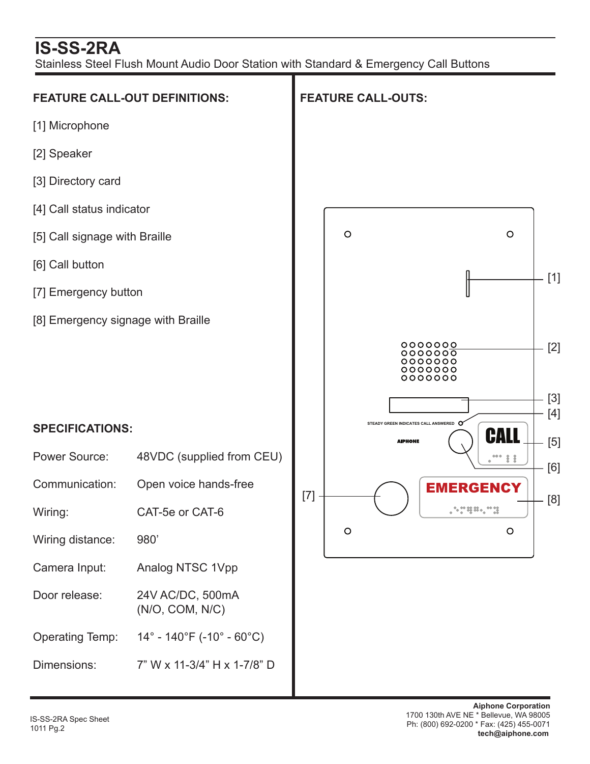# IS-SS-2RA

Stainless Steel Flush Mount Audio Door Station with Standard & Emergency Call Buttons

## FEATURE CALL-OUT DEFINITIONS:

[1] Microphone

[2] Speaker

[3] Directory card

[4] Call status indicator

[5] Call signage with Braille

[6] Call button

[7] Emergency button

[8] Emergency signage with Braille

## SPECIFICATIONS:

| | |
|---|---|
| Power Source: | 48VDC (supplied from CEU) |
| Communication: | Open voice hands-free |
| Wiring: | CAT-5e or CAT-6 |
| Wiring distance: | 980’ |
| Camera Input: | Analog NTSC 1Vpp |
| Door release: | 24V AC/DC, 500mA (N/O, COM, N/C) |
| Operating Temp: | 14° - 140°F (-10° - 60°C) |
| Dimensions: | 7” W x 11-3/4” H x 1-7/8” D |

## FEATURE CALL-OUTS:

[1]

[2]

[3]

[4]

STEADY GREEN INDICATES CALL ANSWERED

AIPHONE

CALL

[5]

[6]

[7]

EMERGENCY

[8]

IS-SS-2RA Spec Sheet
1011 Pg.2

**Aiphone Corporation**
1700 130th AVE NE * Bellevue, WA 98005
Ph: (800) 692-0200 * Fax: (425) 455-0071
**tech@aiphone.com**